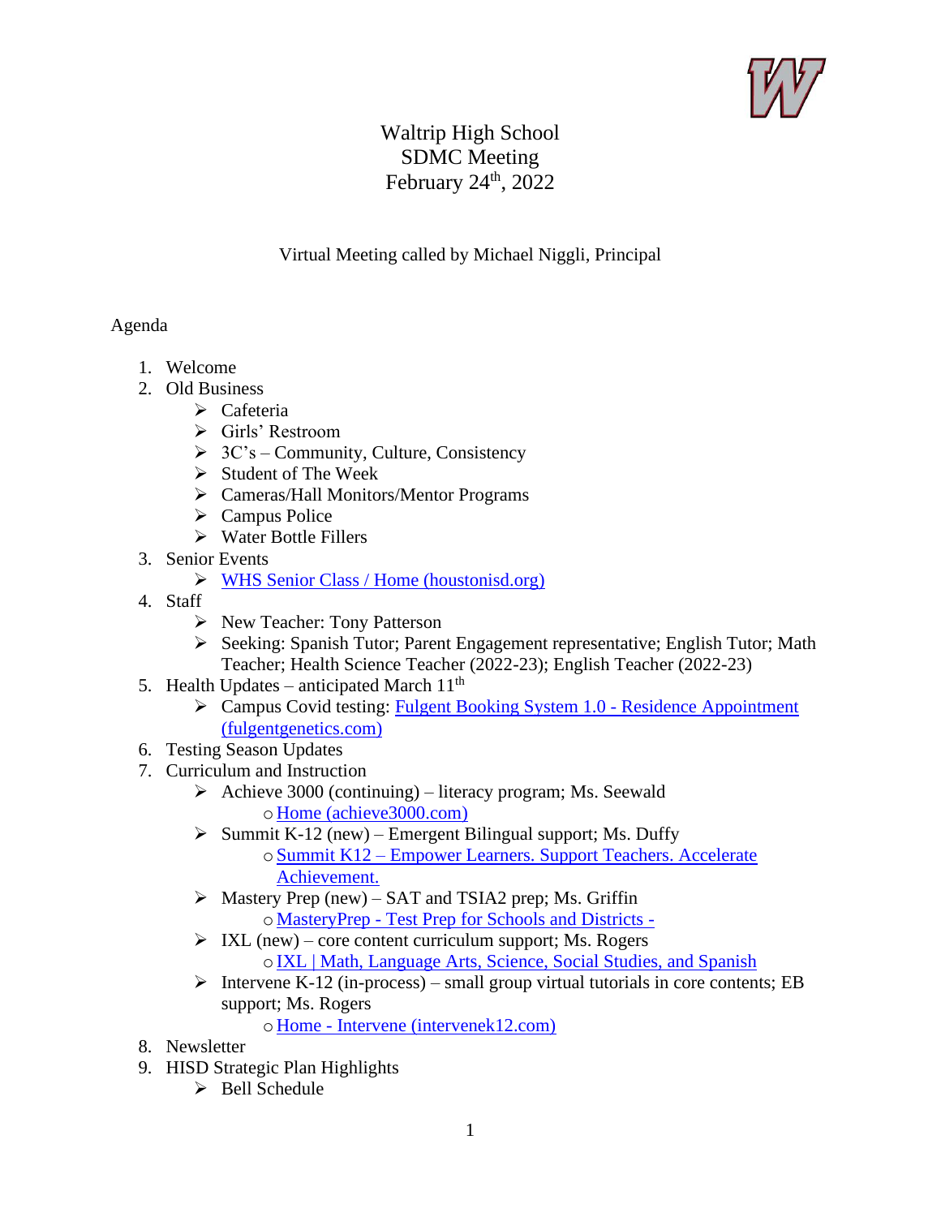# Waltrip High School
## SDMC Meeting
## February 24th, 2022

Virtual Meeting called by Michael Niggli, Principal

Agenda

1. Welcome
2. Old Business
   - Cafeteria
   - Girls' Restroom
   - 3C's – Community, Culture, Consistency
   - Student of The Week
   - Cameras/Hall Monitors/Mentor Programs
   - Campus Police
   - Water Bottle Fillers
3. Senior Events
   - WHS Senior Class / Home (houstonisd.org)
4. Staff
   - New Teacher: Tony Patterson
   - Seeking: Spanish Tutor; Parent Engagement representative; English Tutor; Math Teacher; Health Science Teacher (2022-23); English Teacher (2022-23)
5. Health Updates – anticipated March 11th
   - Campus Covid testing: Fulgent Booking System 1.0 - Residence Appointment (fulgentgenetics.com)
6. Testing Season Updates
7. Curriculum and Instruction
   - Achieve 3000 (continuing) – literacy program; Ms. Seewald
     - Home (achieve3000.com)
   - Summit K-12 (new) – Emergent Bilingual support; Ms. Duffy
     - Summit K12 – Empower Learners. Support Teachers. Accelerate Achievement.
   - Mastery Prep (new) – SAT and TSIA2 prep; Ms. Griffin
     - MasteryPrep - Test Prep for Schools and Districts -
   - IXL (new) – core content curriculum support; Ms. Rogers
     - IXL | Math, Language Arts, Science, Social Studies, and Spanish
   - Intervene K-12 (in-process) – small group virtual tutorials in core contents; EB support; Ms. Rogers
     - Home - Intervene (intervenek12.com)
8. Newsletter
9. HISD Strategic Plan Highlights
   - Bell Schedule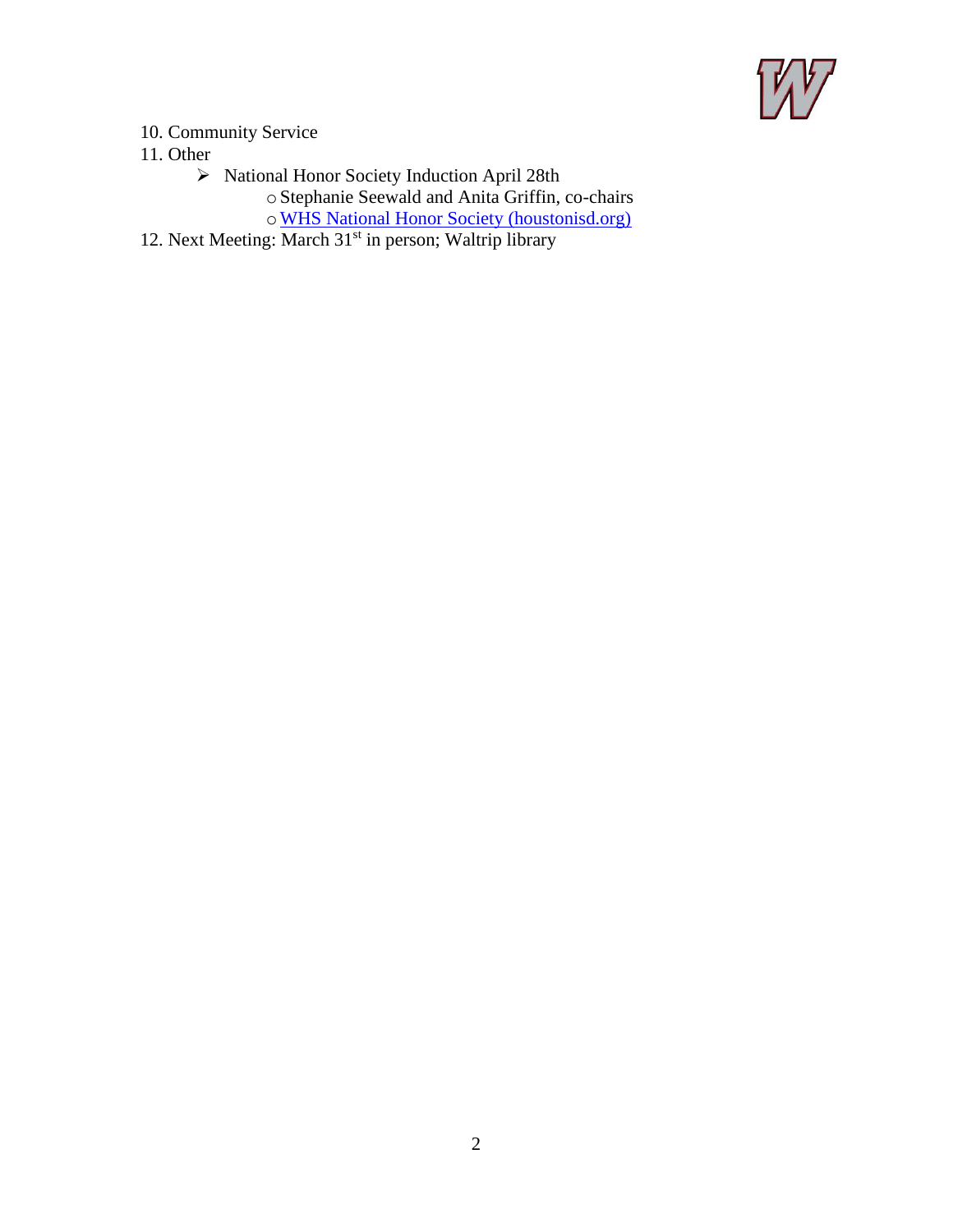10. Community Service
11. Other
    - National Honor Society Induction April 28th
        - Stephanie Seewald and Anita Griffin, co-chairs
        - [WHS National Honor Society (houstonisd.org)]()
12. Next Meeting: March 31st in person; Waltrip library